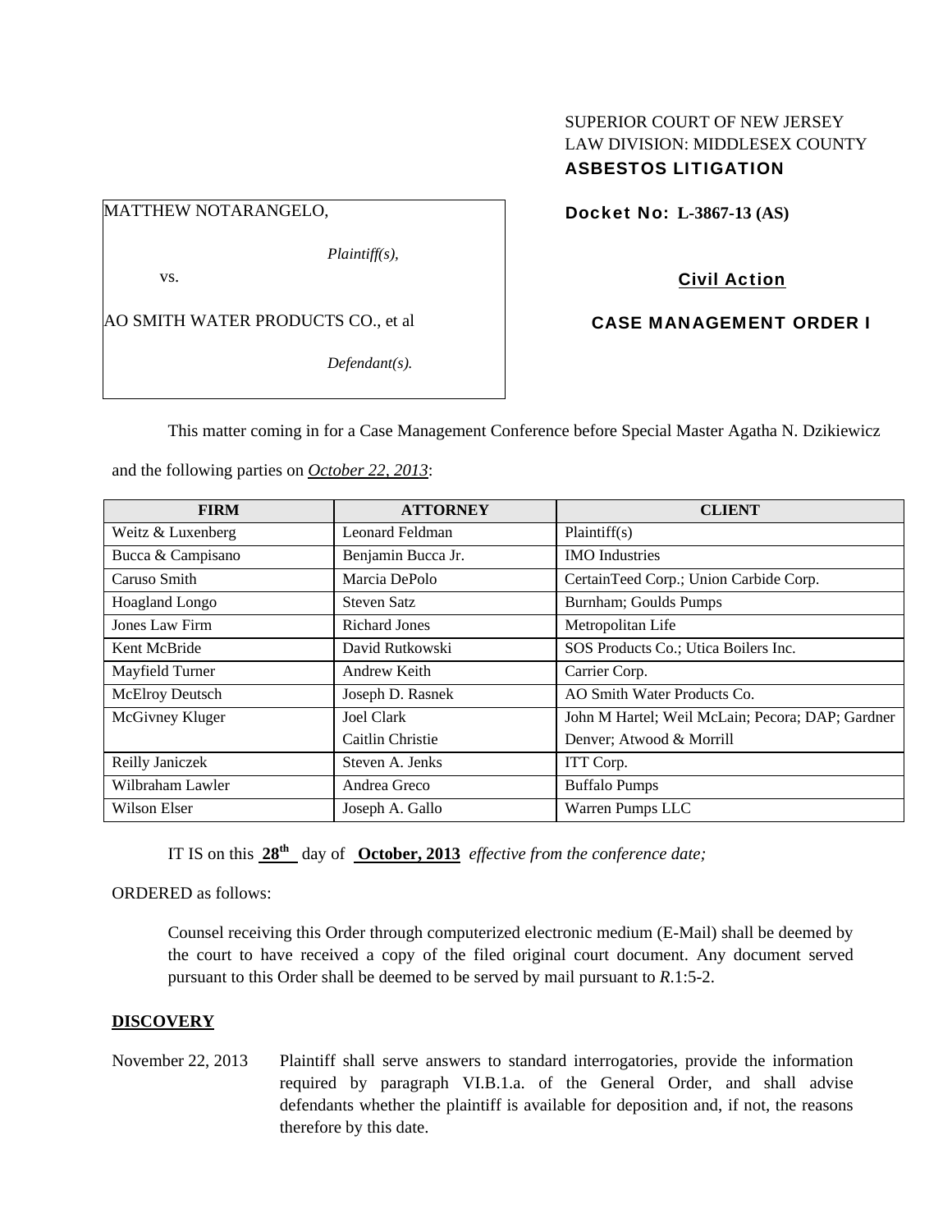SUPERIOR COURT OF NEW JERSEY
LAW DIVISION: MIDDLESEX COUNTY
**ASBESTOS LITIGATION**

MATTHEW NOTARANGELO,

*Plaintiff(s),*

vs.

AO SMITH WATER PRODUCTS CO., et al

*Defendant(s).*

**Docket No: L-3867-13 (AS)**

**Civil Action**

**CASE MANAGEMENT ORDER I**

This matter coming in for a Case Management Conference before Special Master Agatha N. Dzikiewicz and the following parties on *October 22, 2013*:

| FIRM | ATTORNEY | CLIENT |
|---|---|---|
| Weitz & Luxenberg | Leonard Feldman | Plaintiff(s) |
| Bucca & Campisano | Benjamin Bucca Jr. | IMO Industries |
| Caruso Smith | Marcia DePolo | CertainTeed Corp.; Union Carbide Corp. |
| Hoagland Longo | Steven Satz | Burnham; Goulds Pumps |
| Jones Law Firm | Richard Jones | Metropolitan Life |
| Kent McBride | David Rutkowski | SOS Products Co.; Utica Boilers Inc. |
| Mayfield Turner | Andrew Keith | Carrier Corp. |
| McElroy Deutsch | Joseph D. Rasnek | AO Smith Water Products Co. |
| McGivney Kluger | Joel Clark<br>Caitlin Christie | John M Hartel; Weil McLain; Pecora; DAP; Gardner Denver; Atwood & Morrill |
| Reilly Janiczek | Steven A. Jenks | ITT Corp. |
| Wilbraham Lawler | Andrea Greco | Buffalo Pumps |
| Wilson Elser | Joseph A. Gallo | Warren Pumps LLC |

IT IS on this **28th** day of **October, 2013** *effective from the conference date;*

ORDERED as follows:

Counsel receiving this Order through computerized electronic medium (E-Mail) shall be deemed by the court to have received a copy of the filed original court document. Any document served pursuant to this Order shall be deemed to be served by mail pursuant to *R*.1:5-2.

## DISCOVERY

November 22, 2013 Plaintiff shall serve answers to standard interrogatories, provide the information required by paragraph VI.B.1.a. of the General Order, and shall advise defendants whether the plaintiff is available for deposition and, if not, the reasons therefore by this date.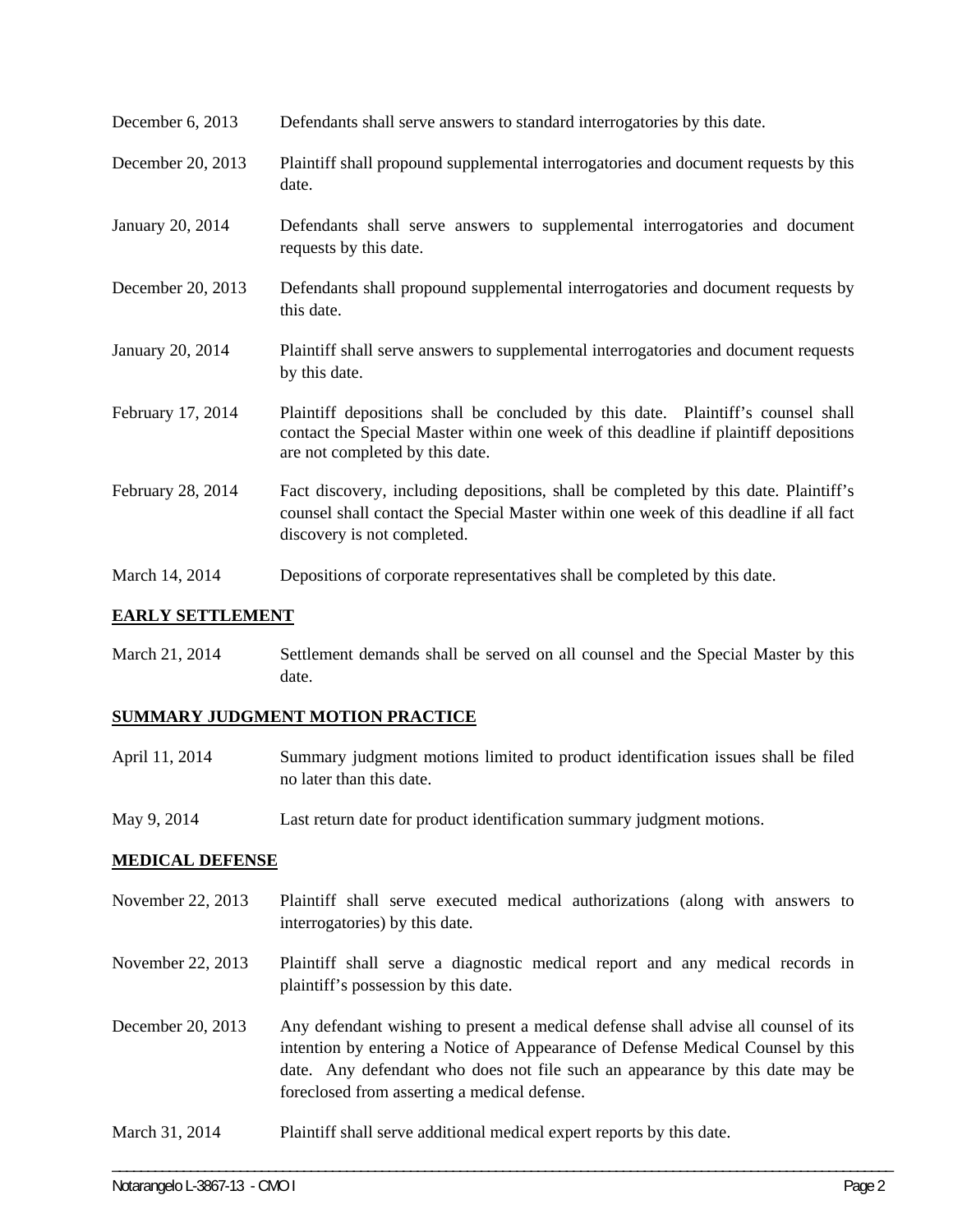December 6, 2013 Defendants shall serve answers to standard interrogatories by this date.

December 20, 2013 Plaintiff shall propound supplemental interrogatories and document requests by this date.

January 20, 2014 Defendants shall serve answers to supplemental interrogatories and document requests by this date.

December 20, 2013 Defendants shall propound supplemental interrogatories and document requests by this date.

January 20, 2014 Plaintiff shall serve answers to supplemental interrogatories and document requests by this date.

February 17, 2014 Plaintiff depositions shall be concluded by this date. Plaintiff's counsel shall contact the Special Master within one week of this deadline if plaintiff depositions are not completed by this date.

February 28, 2014 Fact discovery, including depositions, shall be completed by this date. Plaintiff's counsel shall contact the Special Master within one week of this deadline if all fact discovery is not completed.

March 14, 2014 Depositions of corporate representatives shall be completed by this date.

**EARLY SETTLEMENT**

March 21, 2014 Settlement demands shall be served on all counsel and the Special Master by this date.

**SUMMARY JUDGMENT MOTION PRACTICE**

April 11, 2014 Summary judgment motions limited to product identification issues shall be filed no later than this date.

May 9, 2014 Last return date for product identification summary judgment motions.

**MEDICAL DEFENSE**

November 22, 2013 Plaintiff shall serve executed medical authorizations (along with answers to interrogatories) by this date.

November 22, 2013 Plaintiff shall serve a diagnostic medical report and any medical records in plaintiff's possession by this date.

December 20, 2013 Any defendant wishing to present a medical defense shall advise all counsel of its intention by entering a Notice of Appearance of Defense Medical Counsel by this date. Any defendant who does not file such an appearance by this date may be foreclosed from asserting a medical defense.

March 31, 2014 Plaintiff shall serve additional medical expert reports by this date.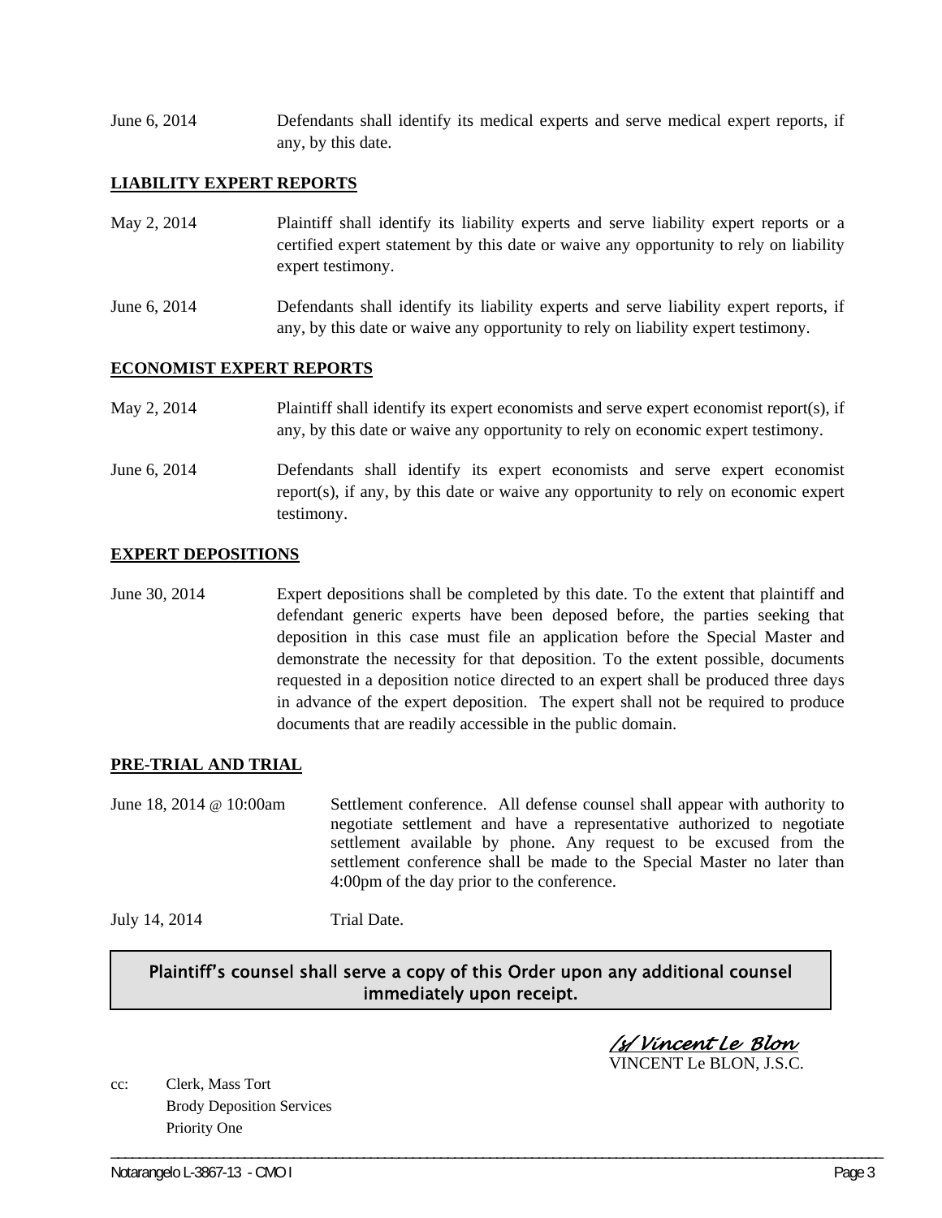June 6, 2014 Defendants shall identify its medical experts and serve medical expert reports, if any, by this date.

**LIABILITY EXPERT REPORTS**

May 2, 2014 Plaintiff shall identify its liability experts and serve liability expert reports or a certified expert statement by this date or waive any opportunity to rely on liability expert testimony.

June 6, 2014 Defendants shall identify its liability experts and serve liability expert reports, if any, by this date or waive any opportunity to rely on liability expert testimony.

**ECONOMIST EXPERT REPORTS**

May 2, 2014 Plaintiff shall identify its expert economists and serve expert economist report(s), if any, by this date or waive any opportunity to rely on economic expert testimony.

June 6, 2014 Defendants shall identify its expert economists and serve expert economist report(s), if any, by this date or waive any opportunity to rely on economic expert testimony.

**EXPERT DEPOSITIONS**

June 30, 2014 Expert depositions shall be completed by this date. To the extent that plaintiff and defendant generic experts have been deposed before, the parties seeking that deposition in this case must file an application before the Special Master and demonstrate the necessity for that deposition. To the extent possible, documents requested in a deposition notice directed to an expert shall be produced three days in advance of the expert deposition. The expert shall not be required to produce documents that are readily accessible in the public domain.

**PRE-TRIAL AND TRIAL**

June 18, 2014 @ 10:00am Settlement conference. All defense counsel shall appear with authority to negotiate settlement and have a representative authorized to negotiate settlement available by phone. Any request to be excused from the settlement conference shall be made to the Special Master no later than 4:00pm of the day prior to the conference.

July 14, 2014 Trial Date.

**Plaintiff's counsel shall serve a copy of this Order upon any additional counsel immediately upon receipt.**

/s/ Vincent Le Blon
VINCENT Le BLON, J.S.C.

cc: Clerk, Mass Tort
Brody Deposition Services
Priority One